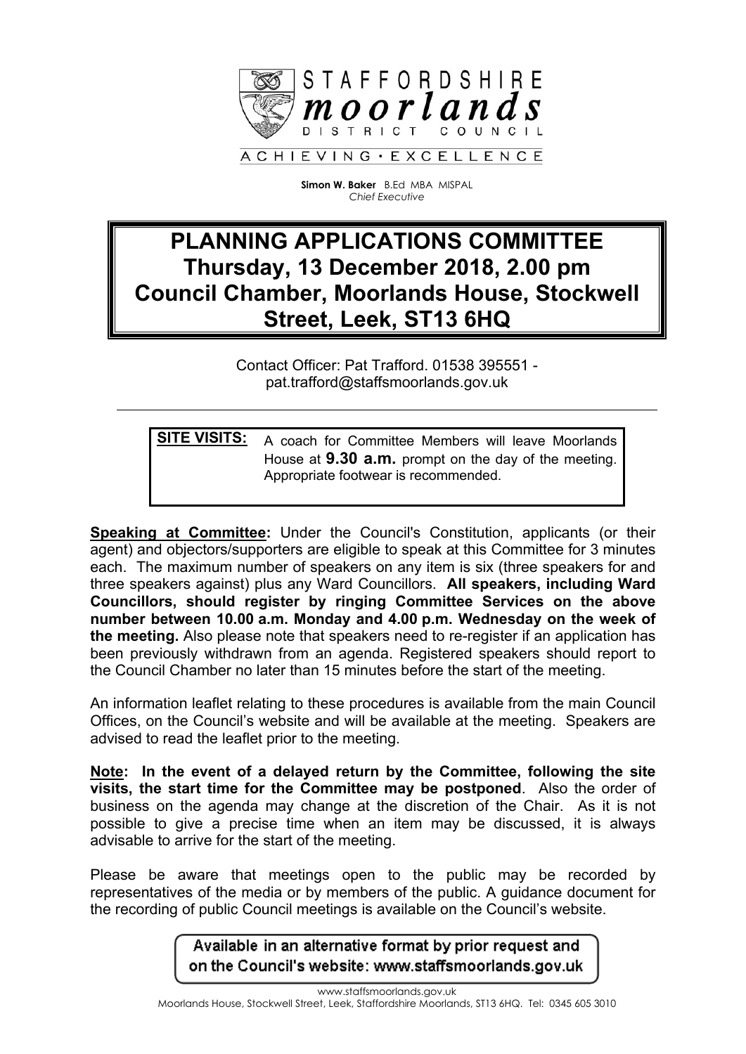STAFFORDSHIRE
**moorlands**
DISTRICT COUNCIL

ACHIEVING · EXCELLENCE

**Simon W. Baker** B.Ed MBA MISPAL
*Chief Executive*

# PLANNING APPLICATIONS COMMITTEE
# Thursday, 13 December 2018, 2.00 pm
# Council Chamber, Moorlands House, Stockwell Street, Leek, ST13 6HQ

Contact Officer: Pat Trafford. 01538 395551 - pat.trafford@staffsmoorlands.gov.uk

---

**SITE VISITS:** A coach for Committee Members will leave Moorlands House at **9.30 a.m.** prompt on the day of the meeting. Appropriate footwear is recommended.

**Speaking at Committee:** Under the Council's Constitution, applicants (or their agent) and objectors/supporters are eligible to speak at this Committee for 3 minutes each. The maximum number of speakers on any item is six (three speakers for and three speakers against) plus any Ward Councillors. **All speakers, including Ward Councillors, should register by ringing Committee Services on the above number between 10.00 a.m. Monday and 4.00 p.m. Wednesday on the week of the meeting.** Also please note that speakers need to re-register if an application has been previously withdrawn from an agenda. Registered speakers should report to the Council Chamber no later than 15 minutes before the start of the meeting.

An information leaflet relating to these procedures is available from the main Council Offices, on the Council's website and will be available at the meeting. Speakers are advised to read the leaflet prior to the meeting.

**Note: In the event of a delayed return by the Committee, following the site visits, the start time for the Committee may be postponed**. Also the order of business on the agenda may change at the discretion of the Chair. As it is not possible to give a precise time when an item may be discussed, it is always advisable to arrive for the start of the meeting.

Please be aware that meetings open to the public may be recorded by representatives of the media or by members of the public. A guidance document for the recording of public Council meetings is available on the Council's website.

Available in an alternative format by prior request and on the Council's website: www.staffsmoorlands.gov.uk

www.staffsmoorlands.gov.uk
Moorlands House, Stockwell Street, Leek, Staffordshire Moorlands, ST13 6HQ. Tel: 0345 605 3010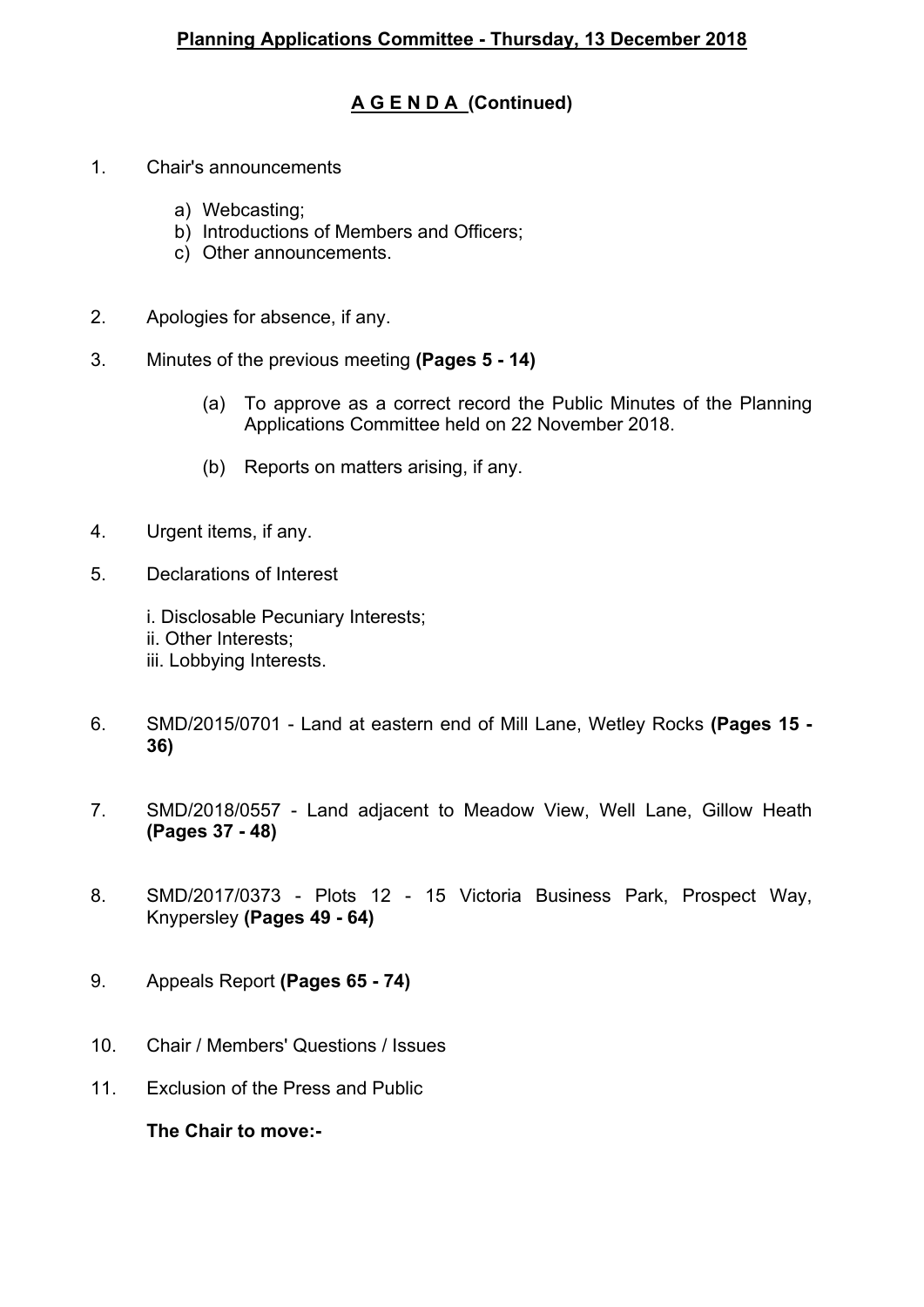**Planning Applications Committee - Thursday, 13 December 2018**

**A G E N D A (Continued)**

1. Chair's announcements

   a) Webcasting;
   b) Introductions of Members and Officers;
   c) Other announcements.

2. Apologies for absence, if any.

3. Minutes of the previous meeting **(Pages 5 - 14)**

   (a) To approve as a correct record the Public Minutes of the Planning Applications Committee held on 22 November 2018.

   (b) Reports on matters arising, if any.

4. Urgent items, if any.

5. Declarations of Interest

   i. Disclosable Pecuniary Interests;
   ii. Other Interests;
   iii. Lobbying Interests.

6. SMD/2015/0701 - Land at eastern end of Mill Lane, Wetley Rocks **(Pages 15 - 36)**

7. SMD/2018/0557 - Land adjacent to Meadow View, Well Lane, Gillow Heath **(Pages 37 - 48)**

8. SMD/2017/0373 - Plots 12 - 15 Victoria Business Park, Prospect Way, Knypersley **(Pages 49 - 64)**

9. Appeals Report **(Pages 65 - 74)**

10. Chair / Members' Questions / Issues

11. Exclusion of the Press and Public

    **The Chair to move:-**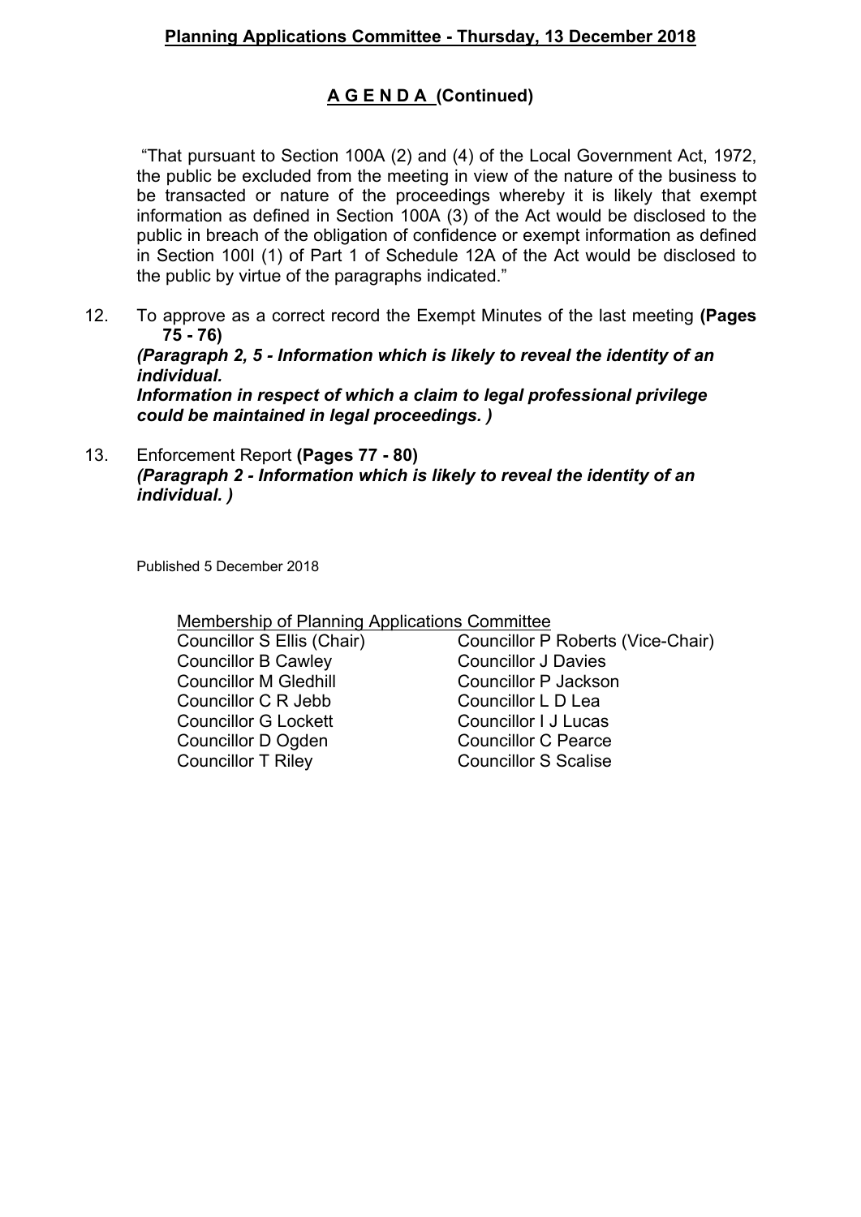**Planning Applications Committee - Thursday, 13 December 2018**

## A G E N D A (Continued)

"That pursuant to Section 100A (2) and (4) of the Local Government Act, 1972, the public be excluded from the meeting in view of the nature of the business to be transacted or nature of the proceedings whereby it is likely that exempt information as defined in Section 100A (3) of the Act would be disclosed to the public in breach of the obligation of confidence or exempt information as defined in Section 100I (1) of Part 1 of Schedule 12A of the Act would be disclosed to the public by virtue of the paragraphs indicated."

12. To approve as a correct record the Exempt Minutes of the last meeting **(Pages 75 - 76)**
    ***(Paragraph 2, 5 - Information which is likely to reveal the identity of an individual.***
    ***Information in respect of which a claim to legal professional privilege could be maintained in legal proceedings. )***

13. Enforcement Report **(Pages 77 - 80)**
    ***(Paragraph 2 - Information which is likely to reveal the identity of an individual. )***

Published 5 December 2018

Membership of Planning Applications Committee

| | |
|---|---|
| Councillor S Ellis (Chair) | Councillor P Roberts (Vice-Chair) |
| Councillor B Cawley | Councillor J Davies |
| Councillor M Gledhill | Councillor P Jackson |
| Councillor C R Jebb | Councillor L D Lea |
| Councillor G Lockett | Councillor I J Lucas |
| Councillor D Ogden | Councillor C Pearce |
| Councillor T Riley | Councillor S Scalise |